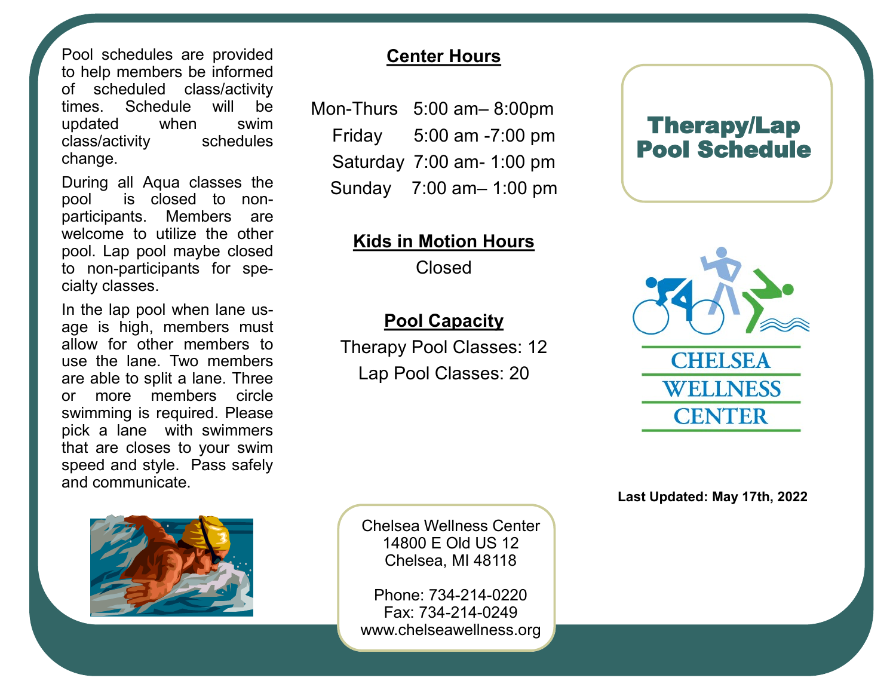Pool schedules are provided to help members be informed of scheduled class/activity times. Schedule will be updated when swim class/activity schedules change.

During all Aqua classes the pool is closed to non-participants. Members are welcome to utilize the other pool. Lap pool maybe closed to non-participants for specialty classes.

In the lap pool when lane usage is high, members must allow for other members to use the lane. Two members are able to split a lane. Three or more members circle swimming is required. Please pick a lane with swimmers that are closes to your swim speed and style. Pass safely and communicate.

## Center Hours

| | |
|---|---|
| Mon-Thurs | 5:00 am– 8:00pm |
| Friday | 5:00 am -7:00 pm |
| Saturday | 7:00 am- 1:00 pm |
| Sunday | 7:00 am– 1:00 pm |

## Kids in Motion Hours

Closed

## Pool Capacity

Therapy Pool Classes: 12

Lap Pool Classes: 20

Chelsea Wellness Center
14800 E Old US 12
Chelsea, MI 48118

Phone: 734-214-0220
Fax: 734-214-0249
www.chelseawellness.org

# Therapy/Lap Pool Schedule

CHELSEA WELLNESS CENTER

**Last Updated: May 17th, 2022**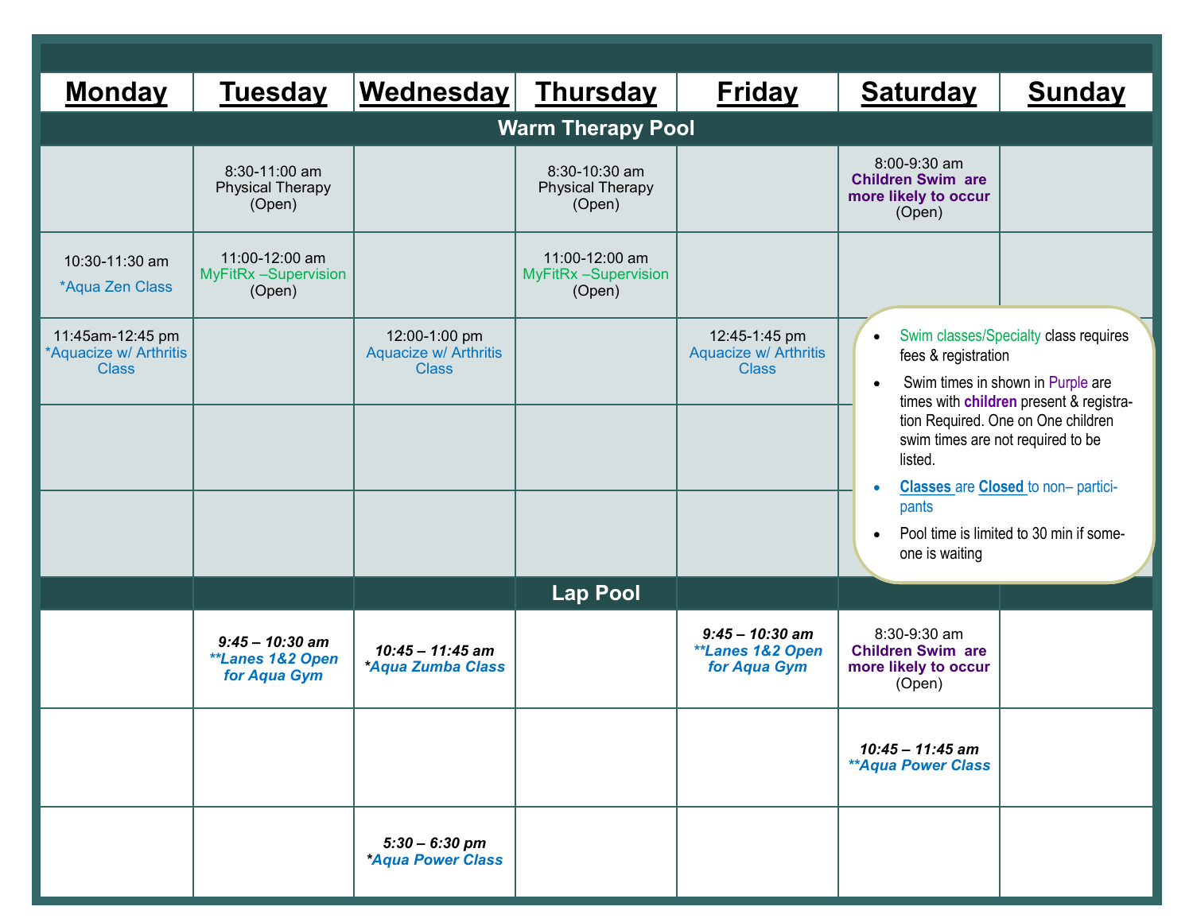| Monday | Tuesday | Wednesday | Thursday | Friday | Saturday | Sunday |
|---|---|---|---|---|---|---|
| **Warm Therapy Pool** | | | | | | |
| | 8:30-11:00 am Physical Therapy (Open) | | 8:30-10:30 am Physical Therapy (Open) | | 8:00-9:30 am **Children Swim are more likely to occur** (Open) | |
| 10:30-11:30 am *Aqua Zen Class | 11:00-12:00 am MyFitRx –Supervision (Open) | | 11:00-12:00 am MyFitRx –Supervision (Open) | | | |
| 11:45am-12:45 pm *Aquacize w/ Arthritis Class | | 12:00-1:00 pm Aquacize w/ Arthritis Class | | 12:45-1:45 pm Aquacize w/ Arthritis Class | | |
| | | | | | | |
| | | | | | | |
| **Lap Pool** | | | | | | |
| | ***9:45 – 10:30 am*** ***Lanes 1&2 Open for Aqua Gym** | ***10:45 – 11:45 am*** ***Aqua Zumba Class** | | ***9:45 – 10:30 am*** ***Lanes 1&2 Open for Aqua Gym** | 8:30-9:30 am **Children Swim are more likely to occur** (Open) | |
| | | | | | ***10:45 – 11:45 am*** ***Aqua Power Class** | |
| | | ***5:30 – 6:30 pm*** ***Aqua Power Class** | | | | |

- Swim classes/Specialty class requires fees & registration
- Swim times in shown in Purple are times with **children** present & registration Required. One on One children swim times are not required to be listed.
- **Classes** are **Closed** to non– participants
- Pool time is limited to 30 min if someone is waiting